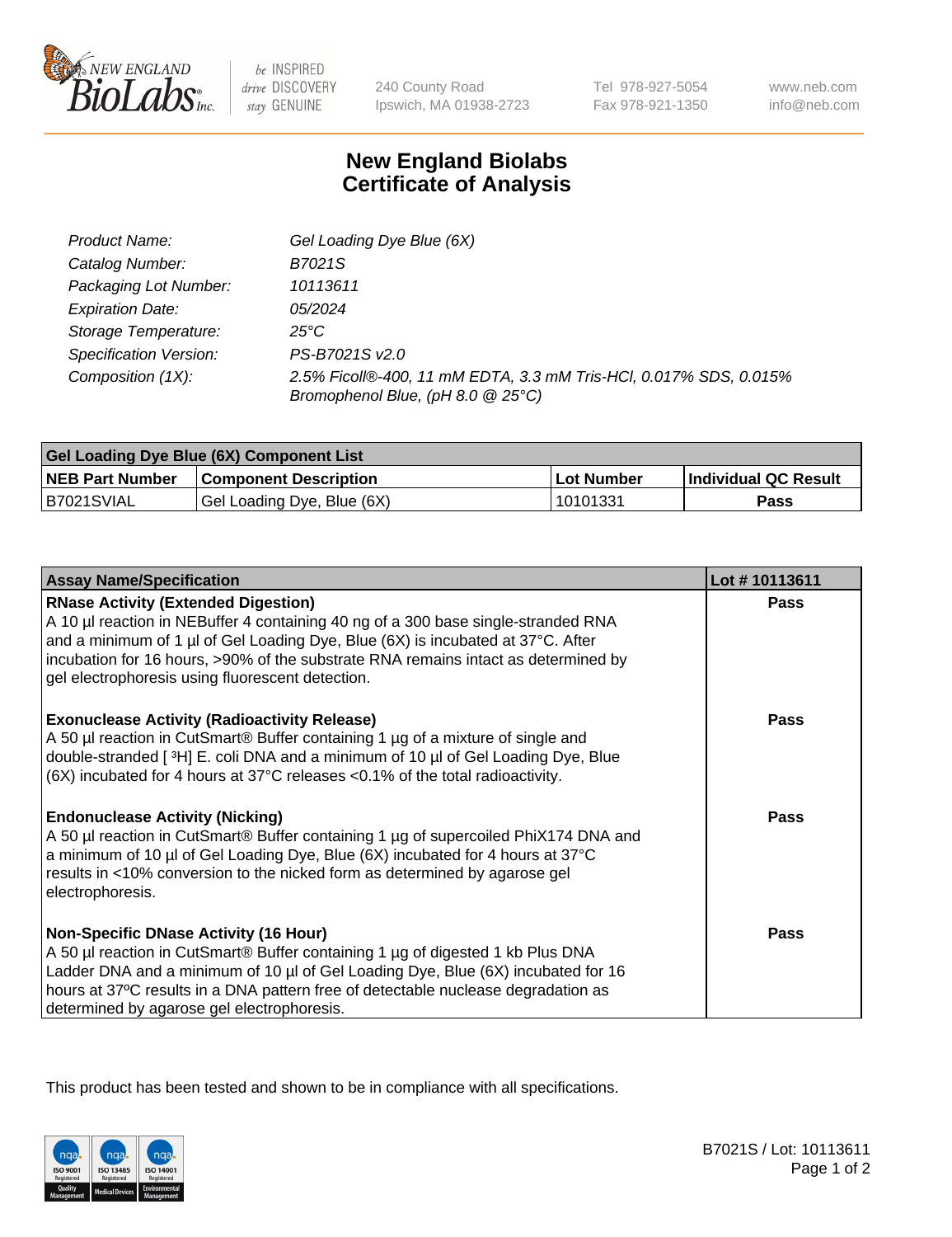New England BioLabs Inc. — be INSPIRED drive DISCOVERY stay GENUINE

240 County Road
Ipswich, MA 01938-2723

Tel 978-927-5054
Fax 978-921-1350

www.neb.com
info@neb.com

# New England Biolabs Certificate of Analysis

| | |
|---|---|
| *Product Name:* | *Gel Loading Dye Blue (6X)* |
| *Catalog Number:* | *B7021S* |
| *Packaging Lot Number:* | *10113611* |
| *Expiration Date:* | *05/2024* |
| *Storage Temperature:* | *25°C* |
| *Specification Version:* | *PS-B7021S v2.0* |
| *Composition (1X):* | *2.5% Ficoll®-400, 11 mM EDTA, 3.3 mM Tris-HCl, 0.017% SDS, 0.015% Bromophenol Blue, (pH 8.0 @ 25°C)* |

| **Gel Loading Dye Blue (6X) Component List** | | | |
|---|---|---|---|
| **NEB Part Number** | **Component Description** | **Lot Number** | **Individual QC Result** |
| B7021SVIAL | Gel Loading Dye, Blue (6X) | 10101331 | **Pass** |

| **Assay Name/Specification** | **Lot # 10113611** |
|---|---|
| **RNase Activity (Extended Digestion)**<br>A 10 µl reaction in NEBuffer 4 containing 40 ng of a 300 base single-stranded RNA and a minimum of 1 µl of Gel Loading Dye, Blue (6X) is incubated at 37°C. After incubation for 16 hours, >90% of the substrate RNA remains intact as determined by gel electrophoresis using fluorescent detection. | **Pass** |
| **Exonuclease Activity (Radioactivity Release)**<br>A 50 µl reaction in CutSmart® Buffer containing 1 µg of a mixture of single and double-stranded [ $^3$H] E. coli DNA and a minimum of 10 µl of Gel Loading Dye, Blue (6X) incubated for 4 hours at 37°C releases <0.1% of the total radioactivity. | **Pass** |
| **Endonuclease Activity (Nicking)**<br>A 50 µl reaction in CutSmart® Buffer containing 1 µg of supercoiled PhiX174 DNA and a minimum of 10 µl of Gel Loading Dye, Blue (6X) incubated for 4 hours at 37°C results in <10% conversion to the nicked form as determined by agarose gel electrophoresis. | **Pass** |
| **Non-Specific DNase Activity (16 Hour)**<br>A 50 µl reaction in CutSmart® Buffer containing 1 µg of digested 1 kb Plus DNA Ladder DNA and a minimum of 10 µl of Gel Loading Dye, Blue (6X) incubated for 16 hours at 37ºC results in a DNA pattern free of detectable nuclease degradation as determined by agarose gel electrophoresis. | **Pass** |

This product has been tested and shown to be in compliance with all specifications.

ISO 9001 Registered Quality Management | ISO 13485 Registered Medical Devices | ISO 14001 Registered Environmental Management

B7021S / Lot: 10113611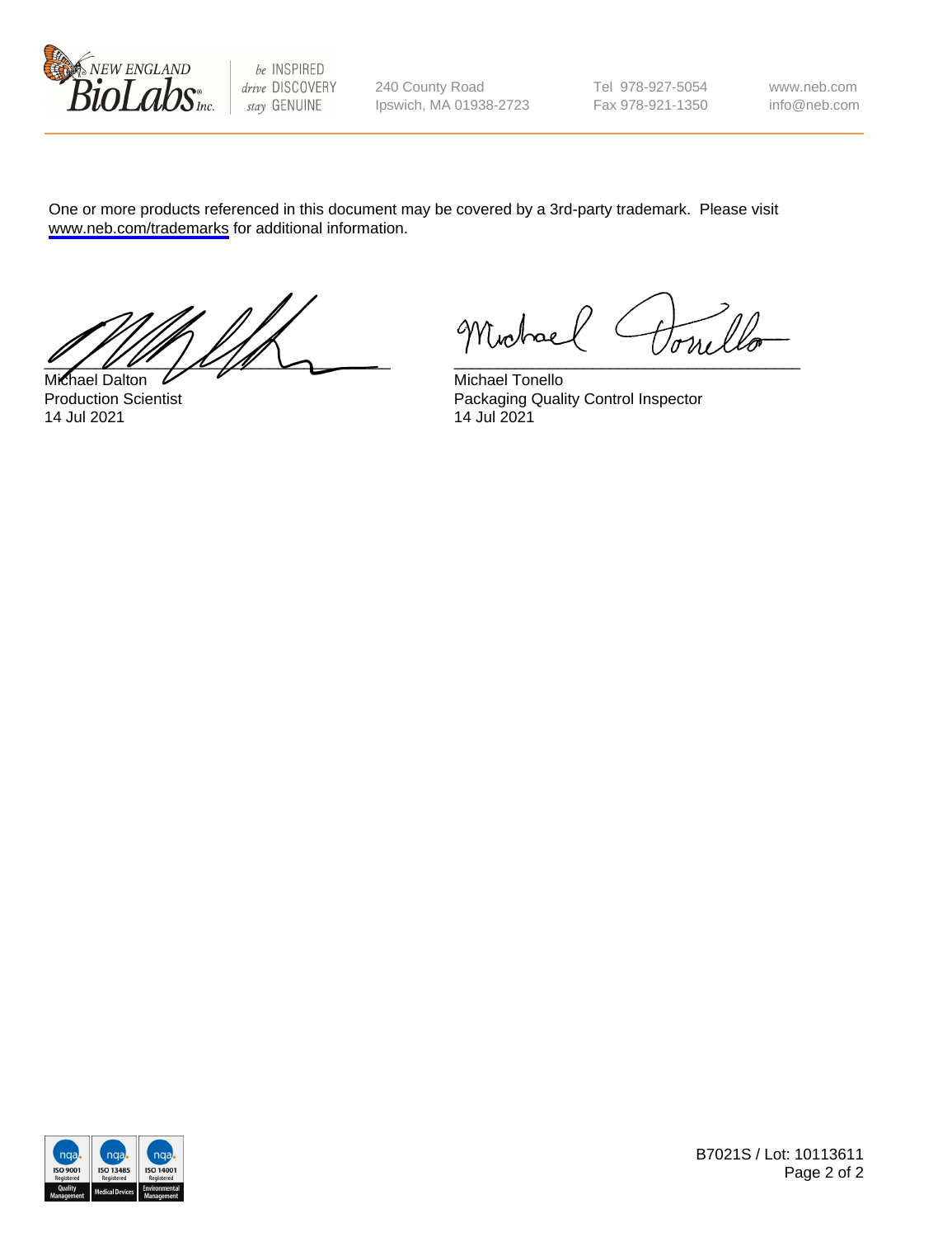One or more products referenced in this document may be covered by a 3rd-party trademark. Please visit www.neb.com/trademarks for additional information.

| | |
|---|---|
| Michael Dalton | Michael Tonello |
| Production Scientist | Packaging Quality Control Inspector |
| 14 Jul 2021 | 14 Jul 2021 |

B7021S / Lot: 10113611